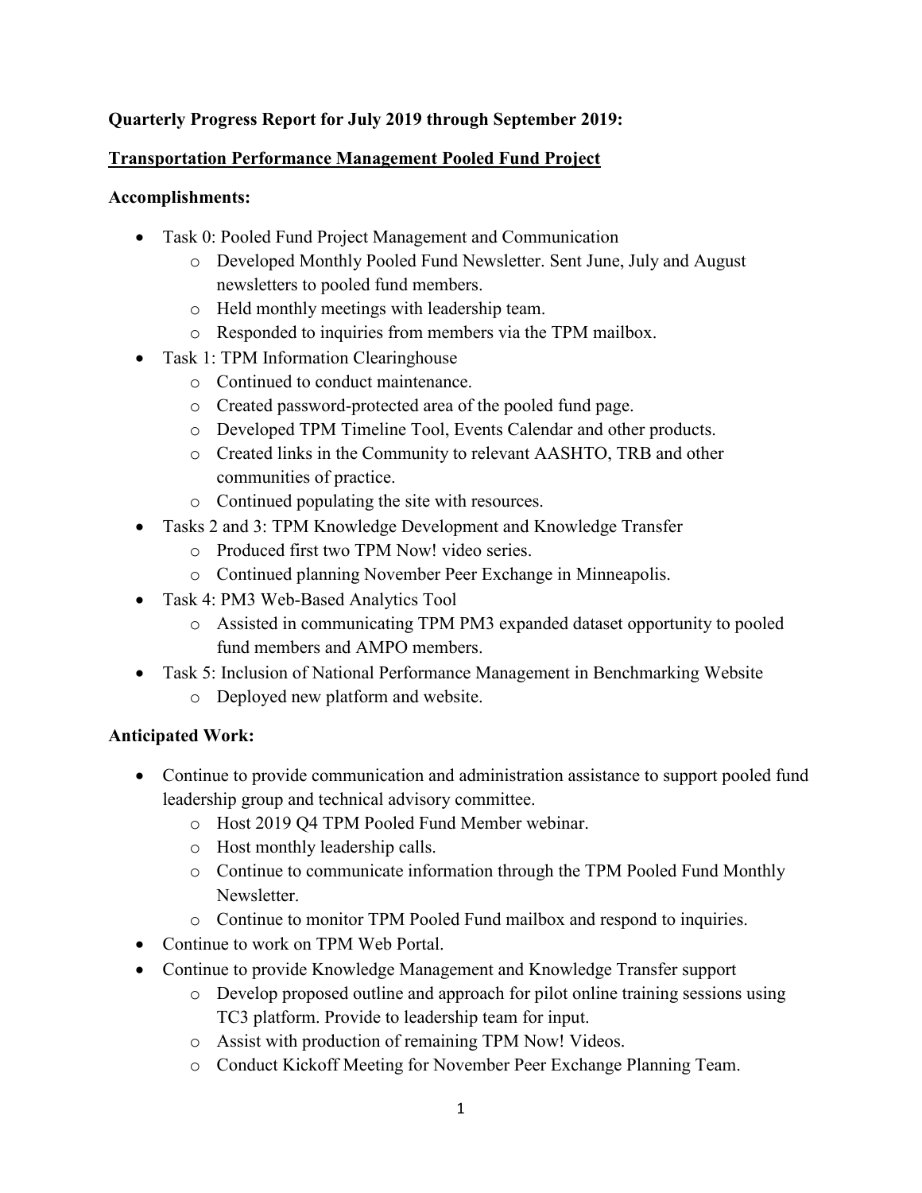**Quarterly Progress Report for July 2019 through September 2019:**

**Transportation Performance Management Pooled Fund Project**

**Accomplishments:**

- Task 0: Pooled Fund Project Management and Communication
  - Developed Monthly Pooled Fund Newsletter. Sent June, July and August newsletters to pooled fund members.
  - Held monthly meetings with leadership team.
  - Responded to inquiries from members via the TPM mailbox.
- Task 1: TPM Information Clearinghouse
  - Continued to conduct maintenance.
  - Created password-protected area of the pooled fund page.
  - Developed TPM Timeline Tool, Events Calendar and other products.
  - Created links in the Community to relevant AASHTO, TRB and other communities of practice.
  - Continued populating the site with resources.
- Tasks 2 and 3: TPM Knowledge Development and Knowledge Transfer
  - Produced first two TPM Now! video series.
  - Continued planning November Peer Exchange in Minneapolis.
- Task 4: PM3 Web-Based Analytics Tool
  - Assisted in communicating TPM PM3 expanded dataset opportunity to pooled fund members and AMPO members.
- Task 5: Inclusion of National Performance Management in Benchmarking Website
  - Deployed new platform and website.

**Anticipated Work:**

- Continue to provide communication and administration assistance to support pooled fund leadership group and technical advisory committee.
  - Host 2019 Q4 TPM Pooled Fund Member webinar.
  - Host monthly leadership calls.
  - Continue to communicate information through the TPM Pooled Fund Monthly Newsletter.
  - Continue to monitor TPM Pooled Fund mailbox and respond to inquiries.
- Continue to work on TPM Web Portal.
- Continue to provide Knowledge Management and Knowledge Transfer support
  - Develop proposed outline and approach for pilot online training sessions using TC3 platform. Provide to leadership team for input.
  - Assist with production of remaining TPM Now! Videos.
  - Conduct Kickoff Meeting for November Peer Exchange Planning Team.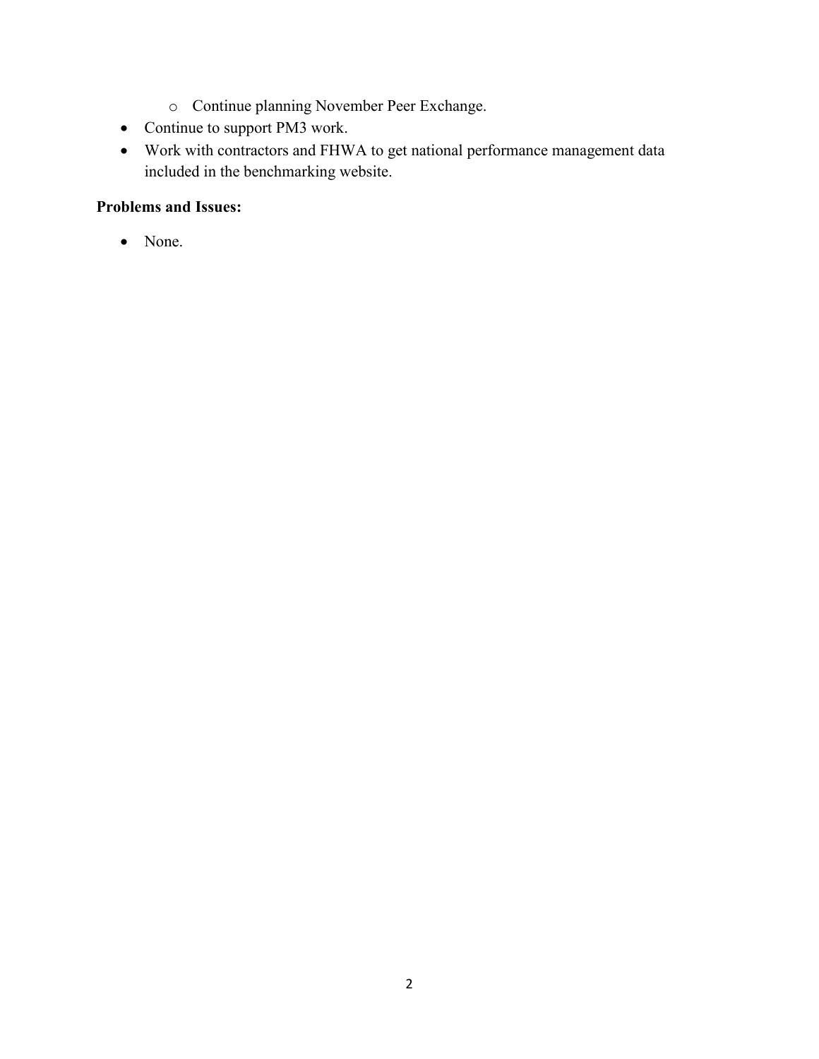- Continue planning November Peer Exchange.
- Continue to support PM3 work.
- Work with contractors and FHWA to get national performance management data included in the benchmarking website.

**Problems and Issues:**

- None.